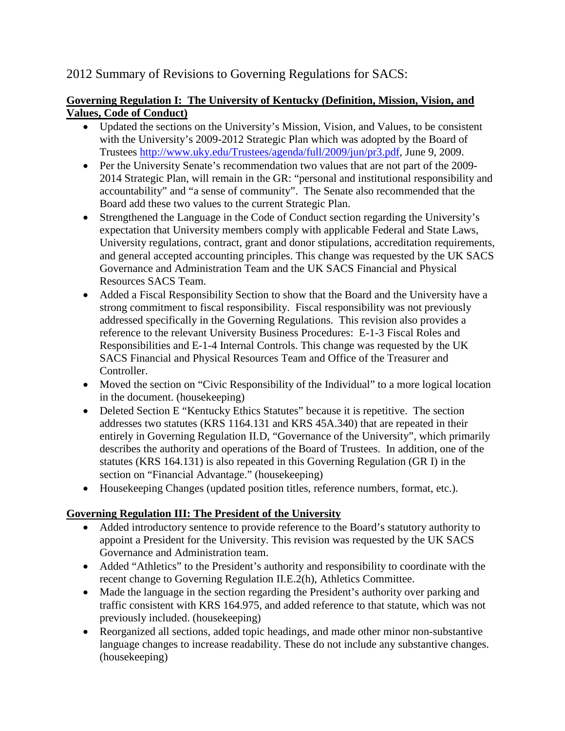# 2012 Summary of Revisions to Governing Regulations for SACS:

**Governing Regulation I: The University of Kentucky (Definition, Mission, Vision, and Values, Code of Conduct)**

- Updated the sections on the University's Mission, Vision, and Values, to be consistent with the University's 2009-2012 Strategic Plan which was adopted by the Board of Trustees [http://www.uky.edu/Trustees/agenda/full/2009/jun/pr3.pdf](http://www.uky.edu/Trustees/agenda/full/2009/jun/pr3.pdf), June 9, 2009.
- Per the University Senate's recommendation two values that are not part of the 2009-2014 Strategic Plan, will remain in the GR: "personal and institutional responsibility and accountability" and "a sense of community". The Senate also recommended that the Board add these two values to the current Strategic Plan.
- Strengthened the Language in the Code of Conduct section regarding the University's expectation that University members comply with applicable Federal and State Laws, University regulations, contract, grant and donor stipulations, accreditation requirements, and general accepted accounting principles. This change was requested by the UK SACS Governance and Administration Team and the UK SACS Financial and Physical Resources SACS Team.
- Added a Fiscal Responsibility Section to show that the Board and the University have a strong commitment to fiscal responsibility. Fiscal responsibility was not previously addressed specifically in the Governing Regulations. This revision also provides a reference to the relevant University Business Procedures: E-1-3 Fiscal Roles and Responsibilities and E-1-4 Internal Controls. This change was requested by the UK SACS Financial and Physical Resources Team and Office of the Treasurer and Controller.
- Moved the section on "Civic Responsibility of the Individual" to a more logical location in the document. (housekeeping)
- Deleted Section E "Kentucky Ethics Statutes" because it is repetitive. The section addresses two statutes (KRS 1164.131 and KRS 45A.340) that are repeated in their entirely in Governing Regulation II.D, "Governance of the University", which primarily describes the authority and operations of the Board of Trustees. In addition, one of the statutes (KRS 164.131) is also repeated in this Governing Regulation (GR I) in the section on "Financial Advantage." (housekeeping)
- Housekeeping Changes (updated position titles, reference numbers, format, etc.).

**Governing Regulation III: The President of the University**

- Added introductory sentence to provide reference to the Board's statutory authority to appoint a President for the University. This revision was requested by the UK SACS Governance and Administration team.
- Added "Athletics" to the President's authority and responsibility to coordinate with the recent change to Governing Regulation II.E.2(h), Athletics Committee.
- Made the language in the section regarding the President's authority over parking and traffic consistent with KRS 164.975, and added reference to that statute, which was not previously included. (housekeeping)
- Reorganized all sections, added topic headings, and made other minor non-substantive language changes to increase readability. These do not include any substantive changes. (housekeeping)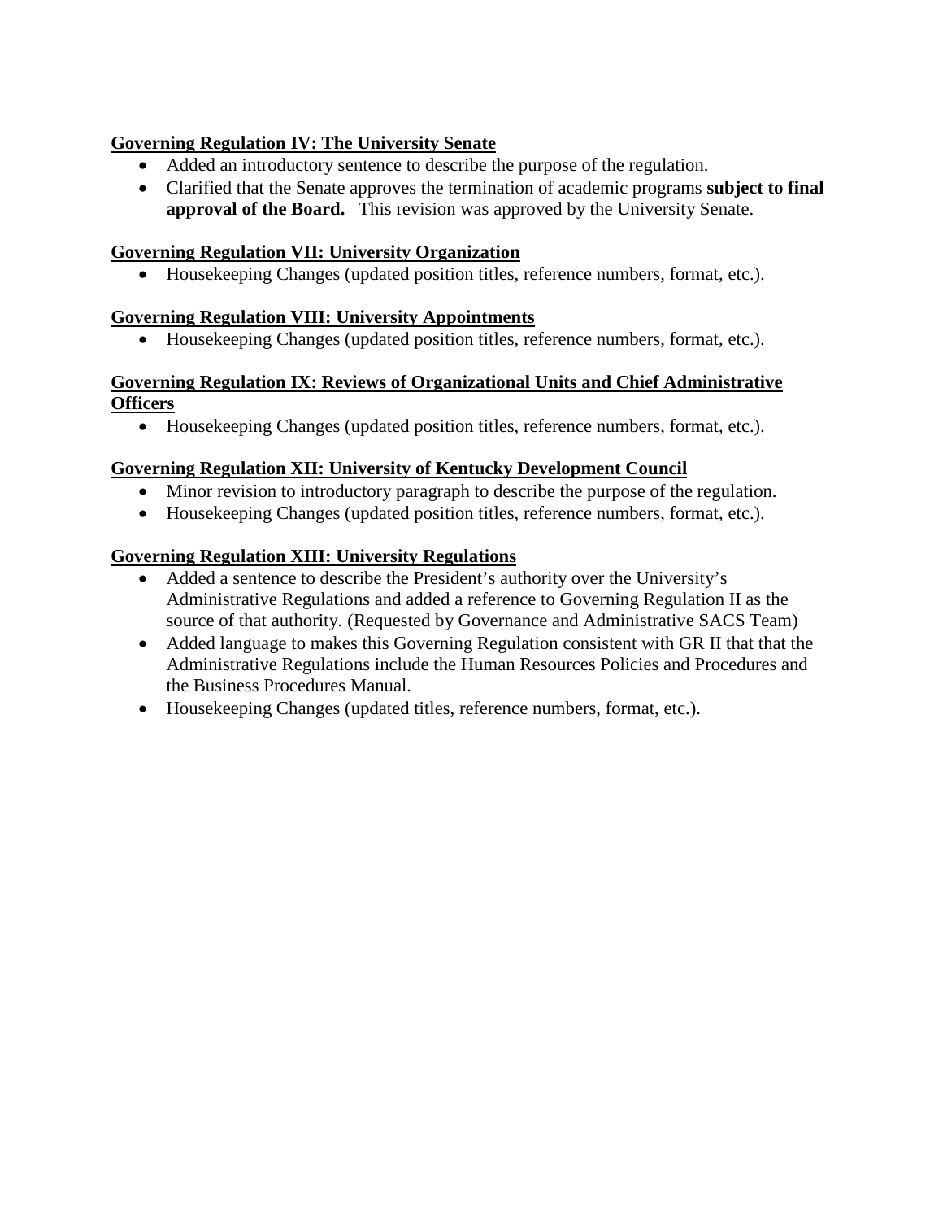**Governing Regulation IV: The University Senate**

- Added an introductory sentence to describe the purpose of the regulation.
- Clarified that the Senate approves the termination of academic programs **subject to final approval of the Board.** This revision was approved by the University Senate.

**Governing Regulation VII: University Organization**

- Housekeeping Changes (updated position titles, reference numbers, format, etc.).

**Governing Regulation VIII: University Appointments**

- Housekeeping Changes (updated position titles, reference numbers, format, etc.).

**Governing Regulation IX: Reviews of Organizational Units and Chief Administrative Officers**

- Housekeeping Changes (updated position titles, reference numbers, format, etc.).

**Governing Regulation XII: University of Kentucky Development Council**

- Minor revision to introductory paragraph to describe the purpose of the regulation.
- Housekeeping Changes (updated position titles, reference numbers, format, etc.).

**Governing Regulation XIII: University Regulations**

- Added a sentence to describe the President's authority over the University's Administrative Regulations and added a reference to Governing Regulation II as the source of that authority. (Requested by Governance and Administrative SACS Team)
- Added language to makes this Governing Regulation consistent with GR II that that the Administrative Regulations include the Human Resources Policies and Procedures and the Business Procedures Manual.
- Housekeeping Changes (updated titles, reference numbers, format, etc.).